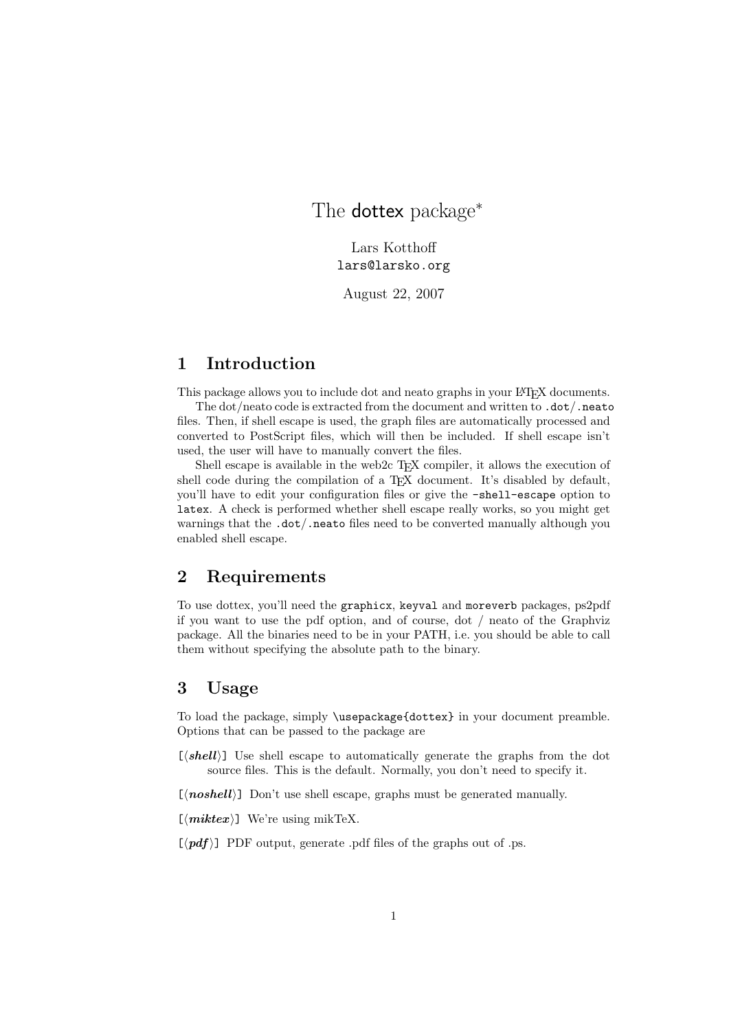# The dottex package*

Lars Kotthoff
`lars@larsko.org`

August 22, 2007

## 1 Introduction

This package allows you to include dot and neato graphs in your LaTeX documents.

The dot/neato code is extracted from the document and written to `.dot`/`.neato` files. Then, if shell escape is used, the graph files are automatically processed and converted to PostScript files, which will then be included. If shell escape isn't used, the user will have to manually convert the files.

Shell escape is available in the web2c TeX compiler, it allows the execution of shell code during the compilation of a TeX document. It's disabled by default, you'll have to edit your configuration files or give the `-shell-escape` option to `latex`. A check is performed whether shell escape really works, so you might get warnings that the `.dot`/`.neato` files need to be converted manually although you enabled shell escape.

## 2 Requirements

To use dottex, you'll need the `graphicx`, `keyval` and `moreverb` packages, ps2pdf if you want to use the pdf option, and of course, dot / neato of the Graphviz package. All the binaries need to be in your PATH, i.e. you should be able to call them without specifying the absolute path to the binary.

## 3 Usage

To load the package, simply `\usepackage{dottex}` in your document preamble. Options that can be passed to the package are

[⟨***shell***⟩] Use shell escape to automatically generate the graphs from the dot source files. This is the default. Normally, you don't need to specify it.

[⟨***noshell***⟩] Don't use shell escape, graphs must be generated manually.

[⟨***miktex***⟩] We're using mikTeX.

[⟨***pdf***⟩] PDF output, generate .pdf files of the graphs out of .ps.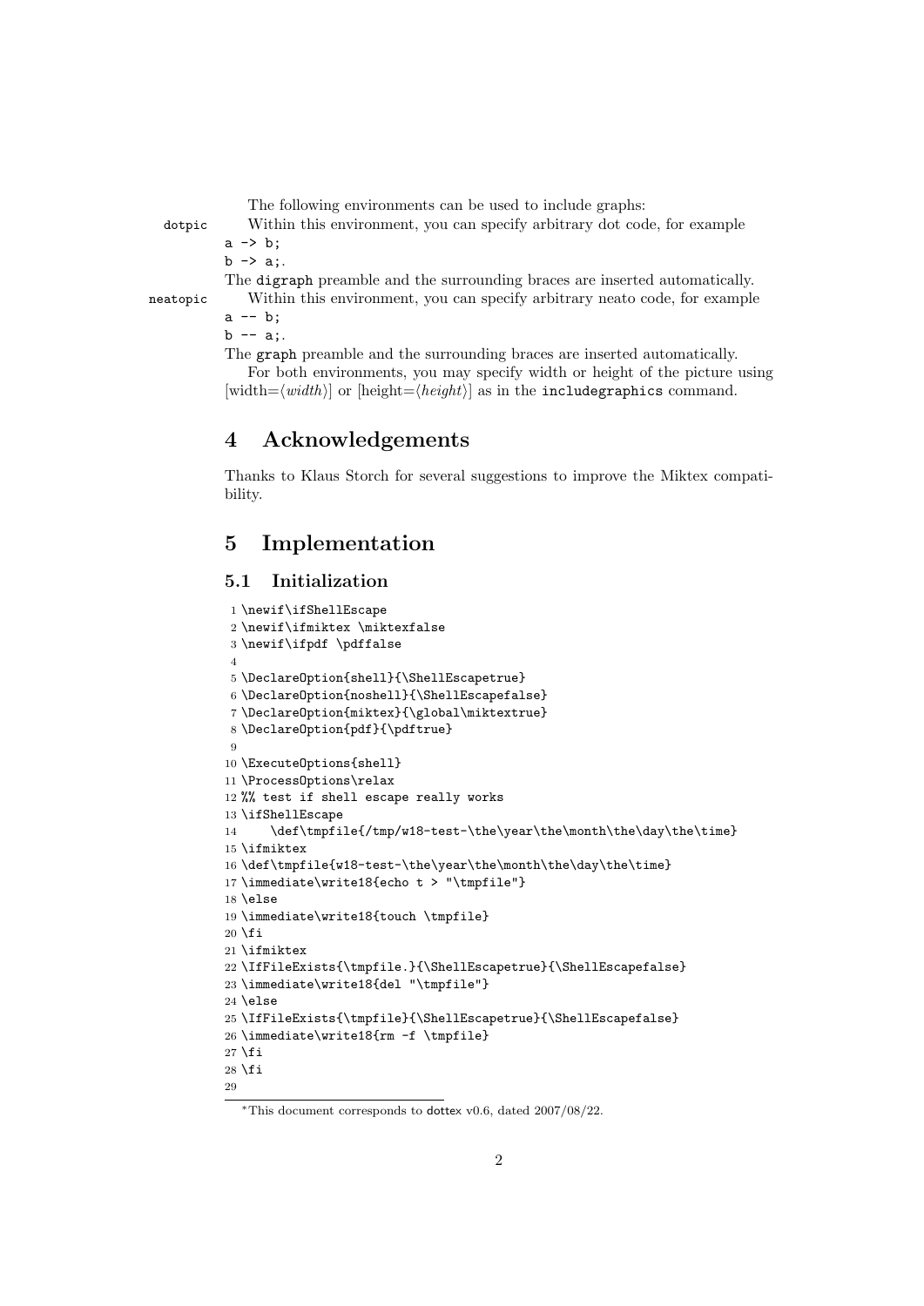The following environments can be used to include graphs:

**dotpic** Within this environment, you can specify arbitrary dot code, for example
`a -> b;`
`b -> a;`.
The `digraph` preamble and the surrounding braces are inserted automatically.

**neatopic** Within this environment, you can specify arbitrary neato code, for example
`a -- b;`
`b -- a;`.
The `graph` preamble and the surrounding braces are inserted automatically.

For both environments, you may specify width or height of the picture using [width=⟨*width*⟩] or [height=⟨*height*⟩] as in the `includegraphics` command.

## 4 Acknowledgements

Thanks to Klaus Storch for several suggestions to improve the Miktex compatibility.

## 5 Implementation

### 5.1 Initialization

```
1 \newif\ifShellEscape
2 \newif\ifmiktex \miktexfalse
3 \newif\ifpdf \pdffalse
4
5 \DeclareOption{shell}{\ShellEscapetrue}
6 \DeclareOption{noshell}{\ShellEscapefalse}
7 \DeclareOption{miktex}{\global\miktextrue}
8 \DeclareOption{pdf}{\pdftrue}
9
10 \ExecuteOptions{shell}
11 \ProcessOptions\relax
12 %% test if shell escape really works
13 \ifShellEscape
14     \def\tmpfile{/tmp/w18-test-\the\year\the\month\the\day\the\time}
15 \ifmiktex
16 \def\tmpfile{w18-test-\the\year\the\month\the\day\the\time}
17 \immediate\write18{echo t > "\tmpfile"}
18 \else
19 \immediate\write18{touch \tmpfile}
20 \fi
21 \ifmiktex
22 \IfFileExists{\tmpfile.}{\ShellEscapetrue}{\ShellEscapefalse}
23 \immediate\write18{del "\tmpfile"}
24 \else
25 \IfFileExists{\tmpfile}{\ShellEscapetrue}{\ShellEscapefalse}
26 \immediate\write18{rm -f \tmpfile}
27 \fi
28 \fi
29
```

*This document corresponds to dottex v0.6, dated 2007/08/22.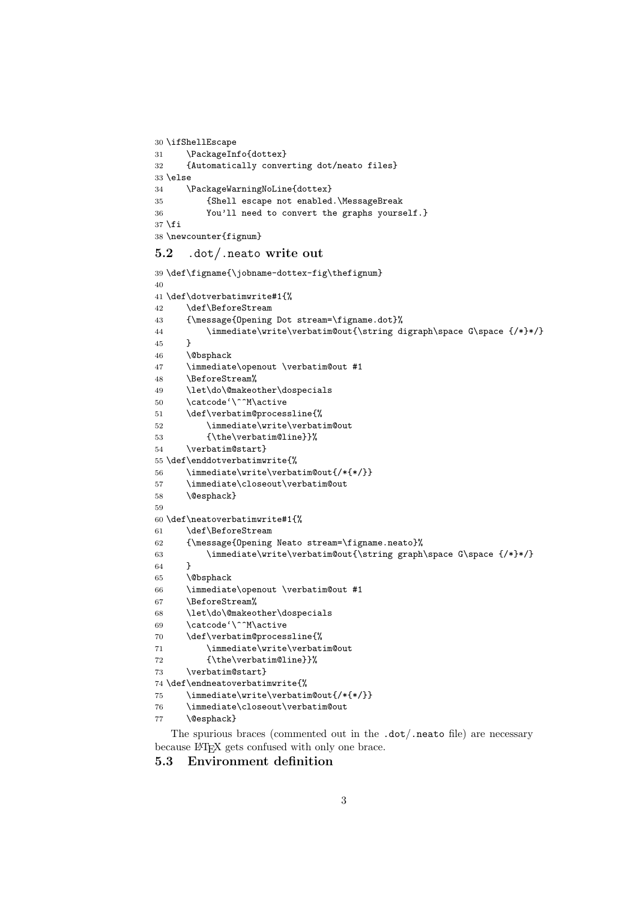```
30 \ifShellEscape
31     \PackageInfo{dottex}
32     {Automatically converting dot/neato files}
33 \else
34     \PackageWarningNoLine{dottex}
35         {Shell escape not enabled.\MessageBreak
36         You'll need to convert the graphs yourself.}
37 \fi
38 \newcounter{fignum}
```

## 5.2 .dot/.neato write out

```
39 \def\figname{\jobname-dottex-fig\thefignum}
40
41 \def\dotverbatimwrite#1{%
42     \def\BeforeStream
43     {\message{Opening Dot stream=\figname.dot}%
44         \immediate\write\verbatim@out{\string digraph\space G\space {/*}*/}
45     }
46     \@bsphack
47     \immediate\openout \verbatim@out #1
48     \BeforeStream%
49     \let\do\@makeother\dospecials
50     \catcode`\^^M\active
51     \def\verbatim@processline{%
52         \immediate\write\verbatim@out
53         {\the\verbatim@line}}%
54     \verbatim@start}
55 \def\enddotverbatimwrite{%
56     \immediate\write\verbatim@out{/*{*/}}
57     \immediate\closeout\verbatim@out
58     \@esphack}
59
60 \def\neatoverbatimwrite#1{%
61     \def\BeforeStream
62     {\message{Opening Neato stream=\figname.neato}%
63         \immediate\write\verbatim@out{\string graph\space G\space {/*}*/}
64     }
65     \@bsphack
66     \immediate\openout \verbatim@out #1
67     \BeforeStream%
68     \let\do\@makeother\dospecials
69     \catcode`\^^M\active
70     \def\verbatim@processline{%
71         \immediate\write\verbatim@out
72         {\the\verbatim@line}}%
73     \verbatim@start}
74 \def\endneatoverbatimwrite{%
75     \immediate\write\verbatim@out{/*{*/}}
76     \immediate\closeout\verbatim@out
77     \@esphack}
```

The spurious braces (commented out in the .dot/.neato file) are necessary because LaTeX gets confused with only one brace.

## 5.3 Environment definition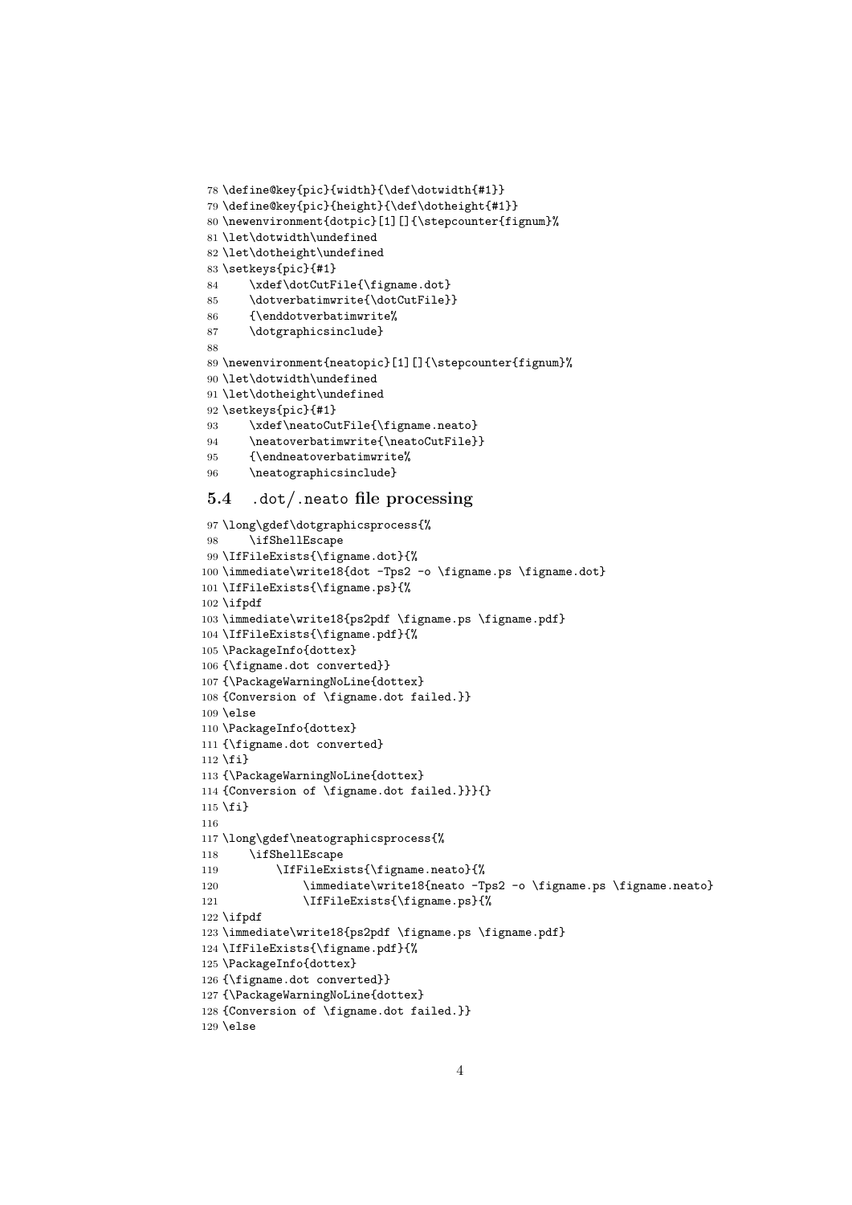```
78 \define@key{pic}{width}{\def\dotwidth{#1}}
79 \define@key{pic}{height}{\def\dotheight{#1}}
80 \newenvironment{dotpic}[1][]{\stepcounter{fignum}%
81 \let\dotwidth\undefined
82 \let\dotheight\undefined
83 \setkeys{pic}{#1}
84     \xdef\dotCutFile{\figname.dot}
85     \dotverbatimwrite{\dotCutFile}}
86     {\enddotverbatimwrite%
87     \dotgraphicsinclude}
88
89 \newenvironment{neatopic}[1][]{\stepcounter{fignum}%
90 \let\dotwidth\undefined
91 \let\dotheight\undefined
92 \setkeys{pic}{#1}
93     \xdef\neatoCutFile{\figname.neato}
94     \neatoverbatimwrite{\neatoCutFile}}
95     {\endneatoverbatimwrite%
96     \neatographicsinclude}
```

### 5.4 .dot/.neato file processing

```
97 \long\gdef\dotgraphicsprocess{%
98     \ifShellEscape
99 \IfFileExists{\figname.dot}{%
100 \immediate\write18{dot -Tps2 -o \figname.ps \figname.dot}
101 \IfFileExists{\figname.ps}{%
102 \ifpdf
103 \immediate\write18{ps2pdf \figname.ps \figname.pdf}
104 \IfFileExists{\figname.pdf}{%
105 \PackageInfo{dottex}
106 {\figname.dot converted}}
107 {\PackageWarningNoLine{dottex}
108 {Conversion of \figname.dot failed.}}
109 \else
110 \PackageInfo{dottex}
111 {\figname.dot converted}
112 \fi}
113 {\PackageWarningNoLine{dottex}
114 {Conversion of \figname.dot failed.}}}{}
115 \fi}
116
117 \long\gdef\neatographicsprocess{%
118     \ifShellEscape
119         \IfFileExists{\figname.neato}{%
120             \immediate\write18{neato -Tps2 -o \figname.ps \figname.neato}
121             \IfFileExists{\figname.ps}{%
122 \ifpdf
123 \immediate\write18{ps2pdf \figname.ps \figname.pdf}
124 \IfFileExists{\figname.pdf}{%
125 \PackageInfo{dottex}
126 {\figname.dot converted}}
127 {\PackageWarningNoLine{dottex}
128 {Conversion of \figname.dot failed.}}
129 \else
```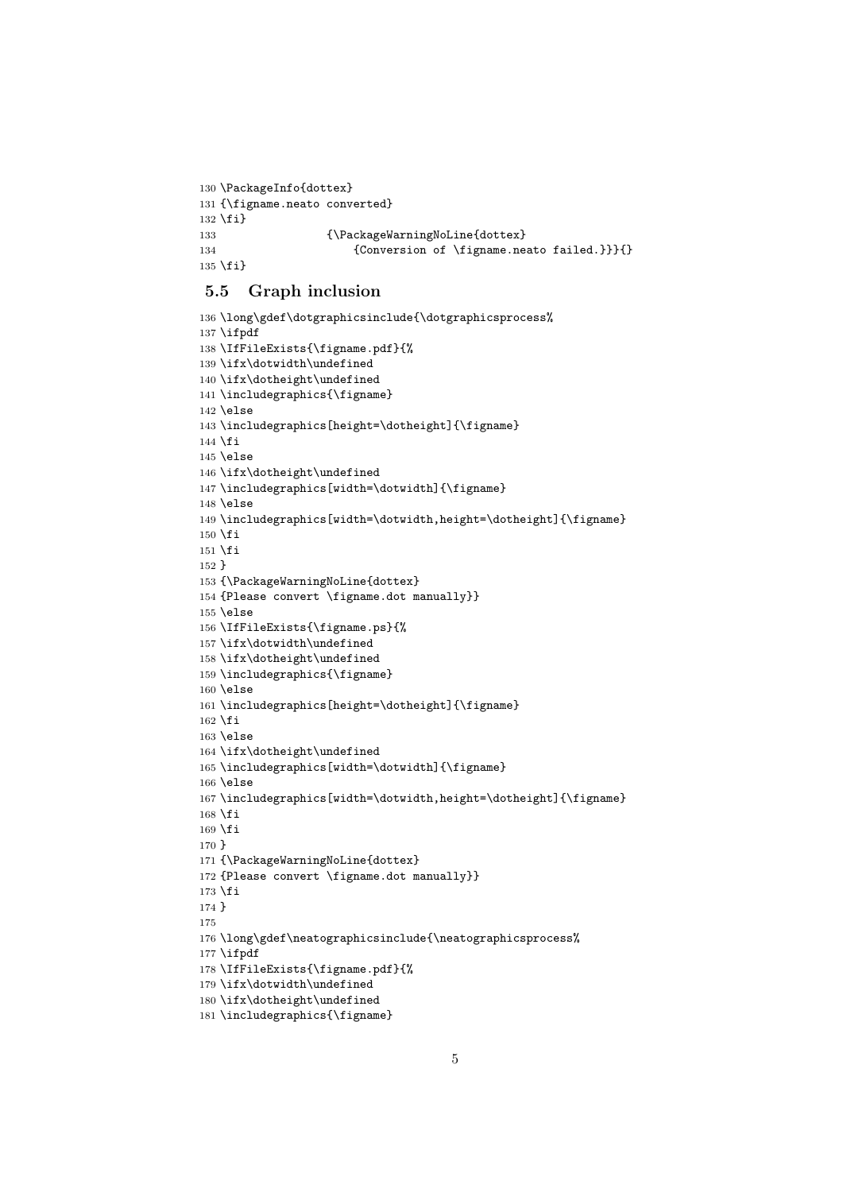```
130 \PackageInfo{dottex}
131 {\figname.neato converted}
132 \fi}
133                 {\PackageWarningNoLine{dottex}
134                     {Conversion of \figname.neato failed.}}}{}
135 \fi}
```

## 5.5 Graph inclusion

```
136 \long\gdef\dotgraphicsinclude{\dotgraphicsprocess%
137 \ifpdf
138 \IfFileExists{\figname.pdf}{%
139 \ifx\dotwidth\undefined
140 \ifx\dotheight\undefined
141 \includegraphics{\figname}
142 \else
143 \includegraphics[height=\dotheight]{\figname}
144 \fi
145 \else
146 \ifx\dotheight\undefined
147 \includegraphics[width=\dotwidth]{\figname}
148 \else
149 \includegraphics[width=\dotwidth,height=\dotheight]{\figname}
150 \fi
151 \fi
152 }
153 {\PackageWarningNoLine{dottex}
154 {Please convert \figname.dot manually}}
155 \else
156 \IfFileExists{\figname.ps}{%
157 \ifx\dotwidth\undefined
158 \ifx\dotheight\undefined
159 \includegraphics{\figname}
160 \else
161 \includegraphics[height=\dotheight]{\figname}
162 \fi
163 \else
164 \ifx\dotheight\undefined
165 \includegraphics[width=\dotwidth]{\figname}
166 \else
167 \includegraphics[width=\dotwidth,height=\dotheight]{\figname}
168 \fi
169 \fi
170 }
171 {\PackageWarningNoLine{dottex}
172 {Please convert \figname.dot manually}}
173 \fi
174 }
175
176 \long\gdef\neatographicsinclude{\neatographicsprocess%
177 \ifpdf
178 \IfFileExists{\figname.pdf}{%
179 \ifx\dotwidth\undefined
180 \ifx\dotheight\undefined
181 \includegraphics{\figname}
```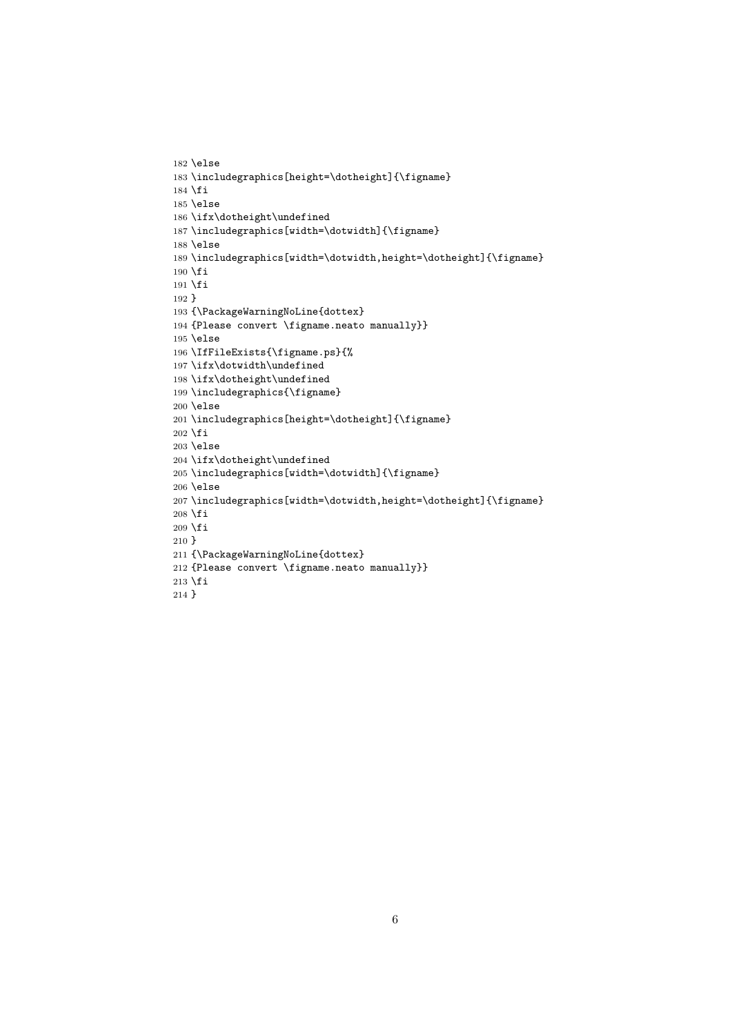```
182 \else
183 \includegraphics[height=\dotheight]{\figname}
184 \fi
185 \else
186 \ifx\dotheight\undefined
187 \includegraphics[width=\dotwidth]{\figname}
188 \else
189 \includegraphics[width=\dotwidth,height=\dotheight]{\figname}
190 \fi
191 \fi
192 }
193 {\PackageWarningNoLine{dottex}
194 {Please convert \figname.neato manually}}
195 \else
196 \IfFileExists{\figname.ps}{%
197 \ifx\dotwidth\undefined
198 \ifx\dotheight\undefined
199 \includegraphics{\figname}
200 \else
201 \includegraphics[height=\dotheight]{\figname}
202 \fi
203 \else
204 \ifx\dotheight\undefined
205 \includegraphics[width=\dotwidth]{\figname}
206 \else
207 \includegraphics[width=\dotwidth,height=\dotheight]{\figname}
208 \fi
209 \fi
210 }
211 {\PackageWarningNoLine{dottex}
212 {Please convert \figname.neato manually}}
213 \fi
214 }
```